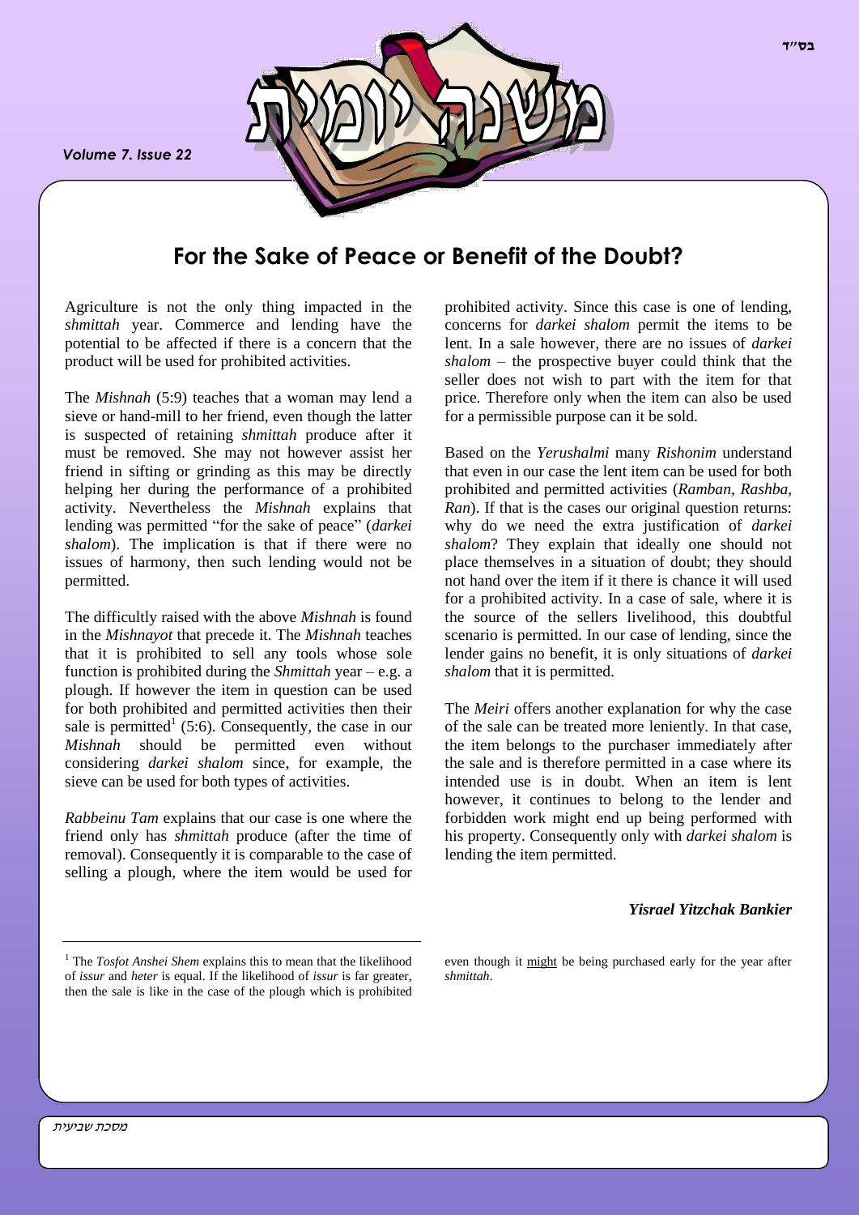# For the Sake of Peace or Benefit of the Doubt?

Agriculture is not the only thing impacted in the *shmittah* year. Commerce and lending have the potential to be affected if there is a concern that the product will be used for prohibited activities.

The *Mishnah* (5:9) teaches that a woman may lend a sieve or hand-mill to her friend, even though the latter is suspected of retaining *shmittah* produce after it must be removed. She may not however assist her friend in sifting or grinding as this may be directly helping her during the performance of a prohibited activity. Nevertheless the *Mishnah* explains that lending was permitted "for the sake of peace" (*darkei shalom*). The implication is that if there were no issues of harmony, then such lending would not be permitted.

The difficultly raised with the above *Mishnah* is found in the *Mishnayot* that precede it. The *Mishnah* teaches that it is prohibited to sell any tools whose sole function is prohibited during the *Shmittah* year – e.g. a plough. If however the item in question can be used for both prohibited and permitted activities then their sale is permitted[1] (5:6). Consequently, the case in our *Mishnah* should be permitted even without considering *darkei shalom* since, for example, the sieve can be used for both types of activities.

*Rabbeinu Tam* explains that our case is one where the friend only has *shmittah* produce (after the time of removal). Consequently it is comparable to the case of selling a plough, where the item would be used for prohibited activity. Since this case is one of lending, concerns for *darkei shalom* permit the items to be lent. In a sale however, there are no issues of *darkei shalom* – the prospective buyer could think that the seller does not wish to part with the item for that price. Therefore only when the item can also be used for a permissible purpose can it be sold.

Based on the *Yerushalmi* many *Rishonim* understand that even in our case the lent item can be used for both prohibited and permitted activities (*Ramban*, *Rashba, Ran*). If that is the cases our original question returns: why do we need the extra justification of *darkei shalom*? They explain that ideally one should not place themselves in a situation of doubt; they should not hand over the item if it there is chance it will used for a prohibited activity. In a case of sale, where it is the source of the sellers livelihood, this doubtful scenario is permitted. In our case of lending, since the lender gains no benefit, it is only situations of *darkei shalom* that it is permitted.

The *Meiri* offers another explanation for why the case of the sale can be treated more leniently. In that case, the item belongs to the purchaser immediately after the sale and is therefore permitted in a case where its intended use is in doubt. When an item is lent however, it continues to belong to the lender and forbidden work might end up being performed with his property. Consequently only with *darkei shalom* is lending the item permitted.

***Yisrael Yitzchak Bankier***

---

[1] The *Tosfot Anshei Shem* explains this to mean that the likelihood of *issur* and *heter* is equal. If the likelihood of *issur* is far greater, then the sale is like in the case of the plough which is prohibited even though it might be being purchased early for the year after *shmittah*.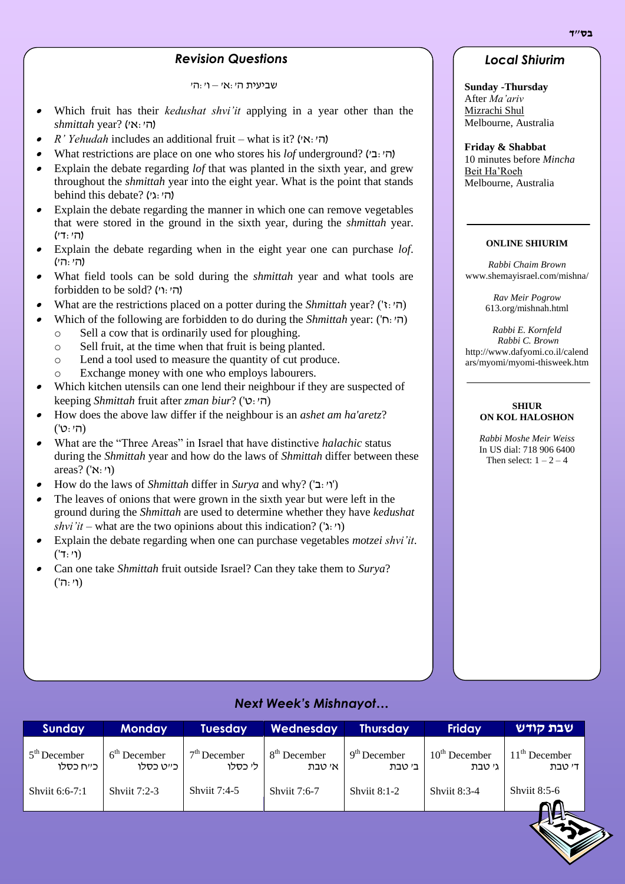## *Revision Questions*

שביעית ה׳:א׳ – ו׳:ה׳

- Which fruit has their *kedushat shvi'it* applying in a year other than the *shmittah* year? (ה׳:א׳)
- *R' Yehudah* includes an additional fruit – what is it? (ה׳:א׳)
- What restrictions are place on one who stores his *lof* underground? (ה׳:ב׳)
- Explain the debate regarding *lof* that was planted in the sixth year, and grew throughout the *shmittah* year into the eight year. What is the point that stands behind this debate? (ה׳:ג׳)
- Explain the debate regarding the manner in which one can remove vegetables that were stored in the ground in the sixth year, during the *shmittah* year. (ה׳:ד׳)
- Explain the debate regarding when in the eight year one can purchase *lof*. (ה׳:ה׳)
- What field tools can be sold during the *shmittah* year and what tools are forbidden to be sold? (ה׳:ו׳)
- What are the restrictions placed on a potter during the *Shmittah* year? (ה׳:ז׳)
- Which of the following are forbidden to do during the *Shmittah* year: (ה׳:ח׳)
  - Sell a cow that is ordinarily used for ploughing.
  - Sell fruit, at the time when that fruit is being planted.
  - Lend a tool used to measure the quantity of cut produce.
  - Exchange money with one who employs labourers.
- Which kitchen utensils can one lend their neighbour if they are suspected of keeping *Shmittah* fruit after *zman biur*? (ה׳:ט׳)
- How does the above law differ if the neighbour is an *ashet am ha'aretz*? (ה׳:ט׳)
- What are the "Three Areas" in Israel that have distinctive *halachic* status during the *Shmittah* year and how do the laws of *Shmittah* differ between these areas? (ו׳:א׳)
- How do the laws of *Shmittah* differ in *Surya* and why? (ו׳:ב׳)
- The leaves of onions that were grown in the sixth year but were left in the ground during the *Shmittah* are used to determine whether they have *kedushat shvi'it* – what are the two opinions about this indication? (ו׳:ג׳)
- Explain the debate regarding when one can purchase vegetables *motzei shvi'it*. (ו׳:ד׳)
- Can one take *Shmittah* fruit outside Israel? Can they take them to *Surya*? (ו׳:ה׳)

## *Local Shiurim*

**Sunday -Thursday**
After *Ma'ariv*
Mizrachi Shul
Melbourne, Australia

**Friday & Shabbat**
10 minutes before *Mincha*
Beit Ha'Roeh
Melbourne, Australia

**ONLINE SHIURIM**

*Rabbi Chaim Brown*
www.shemayisrael.com/mishna/

*Rav Meir Pogrow*
613.org/mishnah.html

*Rabbi E. Kornfeld*
*Rabbi C. Brown*
http://www.dafyomi.co.il/calendars/myomi/myomi-thisweek.htm

**SHIUR ON KOL HALOSHON**

*Rabbi Moshe Meir Weiss*
In US dial: 718 906 6400
Then select: 1 – 2 – 4

## *Next Week's Mishnayot…*

| Sunday | Monday | Tuesday | Wednesday | Thursday | Friday | שבת קודש |
|---|---|---|---|---|---|---|
| 5th December כ״ח כסלו | 6th December כ״ט כסלו | 7th December ל׳ כסלו | 8th December א׳ טבת | 9th December ב׳ טבת | 10th December ג׳ טבת | 11th December ד׳ טבת |
| Shviit 6:6-7:1 | Shviit 7:2-3 | Shviit 7:4-5 | Shviit 7:6-7 | Shviit 8:1-2 | Shviit 8:3-4 | Shviit 8:5-6 |